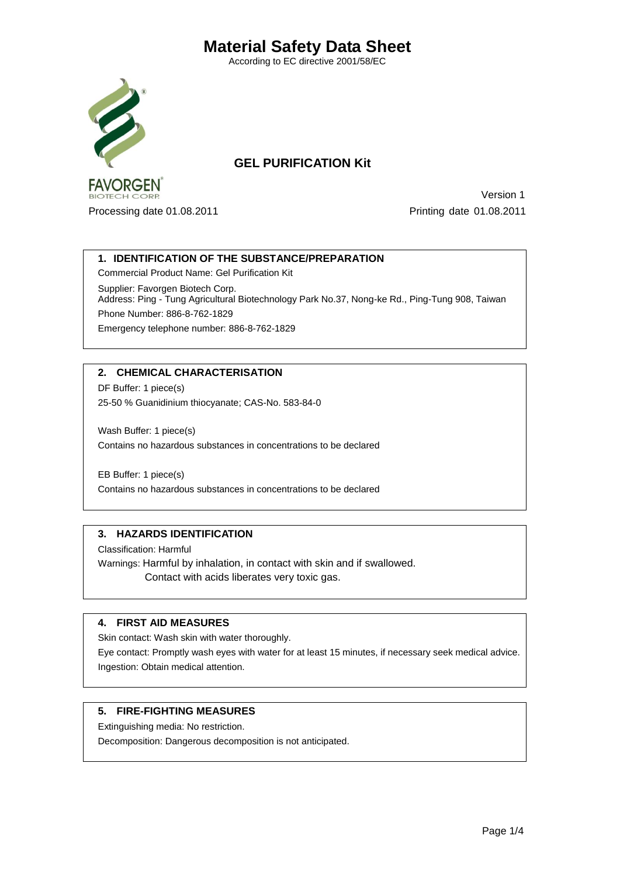# Material Safety Data Sheet

According to EC directive 2001/58/EC

FAVORGEN
BIOTECH CORP.

## GEL PURIFICATION Kit

Version 1

Processing date 01.08.2011

Printing date 01.08.2011

## 1. IDENTIFICATION OF THE SUBSTANCE/PREPARATION

Commercial Product Name: Gel Purification Kit

Supplier: Favorgen Biotech Corp.
Address: Ping - Tung Agricultural Biotechnology Park No.37, Nong-ke Rd., Ping-Tung 908, Taiwan

Phone Number: 886-8-762-1829

Emergency telephone number: 886-8-762-1829

## 2. CHEMICAL CHARACTERISATION

DF Buffer: 1 piece(s)
25-50 % Guanidinium thiocyanate; CAS-No. 583-84-0

Wash Buffer: 1 piece(s)
Contains no hazardous substances in concentrations to be declared

EB Buffer: 1 piece(s)
Contains no hazardous substances in concentrations to be declared

## 3. HAZARDS IDENTIFICATION

Classification: Harmful

Warnings: Harmful by inhalation, in contact with skin and if swallowed.
Contact with acids liberates very toxic gas.

## 4. FIRST AID MEASURES

Skin contact: Wash skin with water thoroughly.

Eye contact: Promptly wash eyes with water for at least 15 minutes, if necessary seek medical advice.

Ingestion: Obtain medical attention.

## 5. FIRE-FIGHTING MEASURES

Extinguishing media: No restriction.

Decomposition: Dangerous decomposition is not anticipated.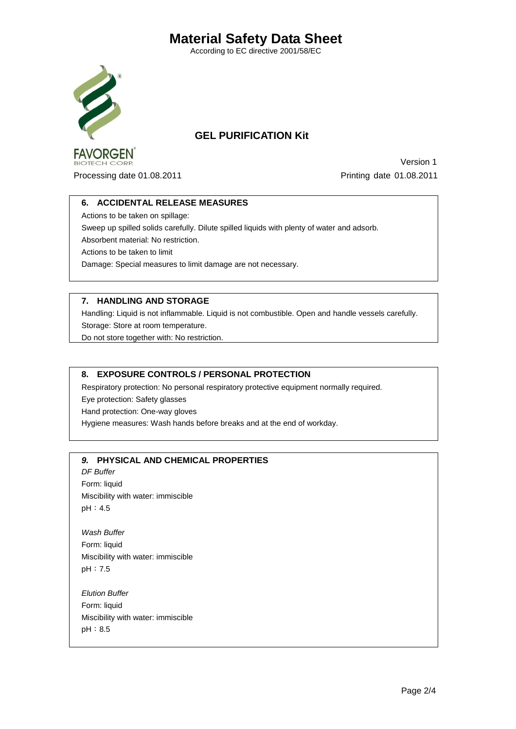# Material Safety Data Sheet

According to EC directive 2001/58/EC

## GEL PURIFICATION Kit

FAVORGEN BIOTECH CORP.

Version 1

Processing date 01.08.2011

Printing date 01.08.2011

### 6. ACCIDENTAL RELEASE MEASURES

Actions to be taken on spillage:

Sweep up spilled solids carefully. Dilute spilled liquids with plenty of water and adsorb.

Absorbent material: No restriction.

Actions to be taken to limit

Damage: Special measures to limit damage are not necessary.

### 7. HANDLING AND STORAGE

Handling: Liquid is not inflammable. Liquid is not combustible. Open and handle vessels carefully.

Storage: Store at room temperature.

Do not store together with: No restriction.

### 8. EXPOSURE CONTROLS / PERSONAL PROTECTION

Respiratory protection: No personal respiratory protective equipment normally required.

Eye protection: Safety glasses

Hand protection: One-way gloves

Hygiene measures: Wash hands before breaks and at the end of workday.

### *9.* PHYSICAL AND CHEMICAL PROPERTIES

*DF Buffer*

Form: liquid

Miscibility with water: immiscible

pH：4.5

*Wash Buffer*

Form: liquid

Miscibility with water: immiscible

pH：7.5

*Elution Buffer*

Form: liquid

Miscibility with water: immiscible

pH：8.5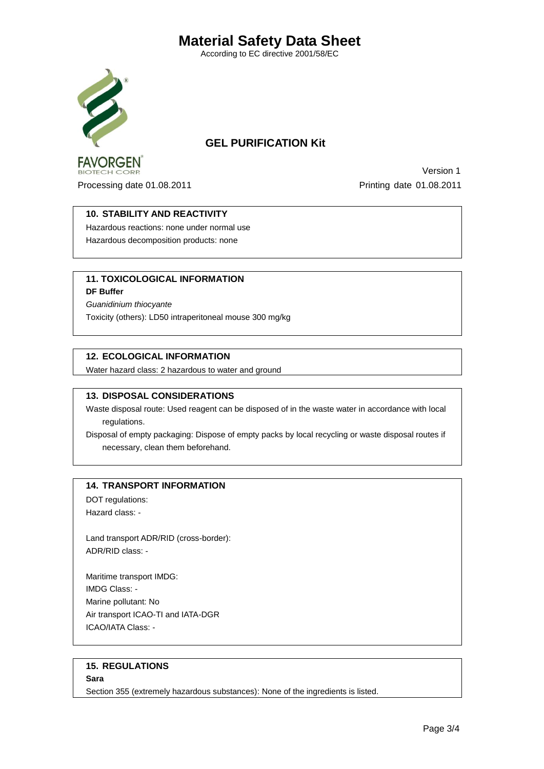# Material Safety Data Sheet

According to EC directive 2001/58/EC

## GEL PURIFICATION Kit

FAVORGEN BIOTECH CORP.

Version 1

Processing date 01.08.2011 Printing date 01.08.2011

### 10. STABILITY AND REACTIVITY

Hazardous reactions: none under normal use

Hazardous decomposition products: none

### 11. TOXICOLOGICAL INFORMATION

**DF Buffer**

*Guanidinium thiocyante*

Toxicity (others): LD50 intraperitoneal mouse 300 mg/kg

### 12. ECOLOGICAL INFORMATION

Water hazard class: 2 hazardous to water and ground

### 13. DISPOSAL CONSIDERATIONS

Waste disposal route: Used reagent can be disposed of in the waste water in accordance with local regulations.

Disposal of empty packaging: Dispose of empty packs by local recycling or waste disposal routes if necessary, clean them beforehand.

### 14. TRANSPORT INFORMATION

DOT regulations:
Hazard class: -

Land transport ADR/RID (cross-border):
ADR/RID class: -

Maritime transport IMDG:
IMDG Class: -
Marine pollutant: No
Air transport ICAO-TI and IATA-DGR
ICAO/IATA Class: -

### 15. REGULATIONS

**Sara**

Section 355 (extremely hazardous substances): None of the ingredients is listed.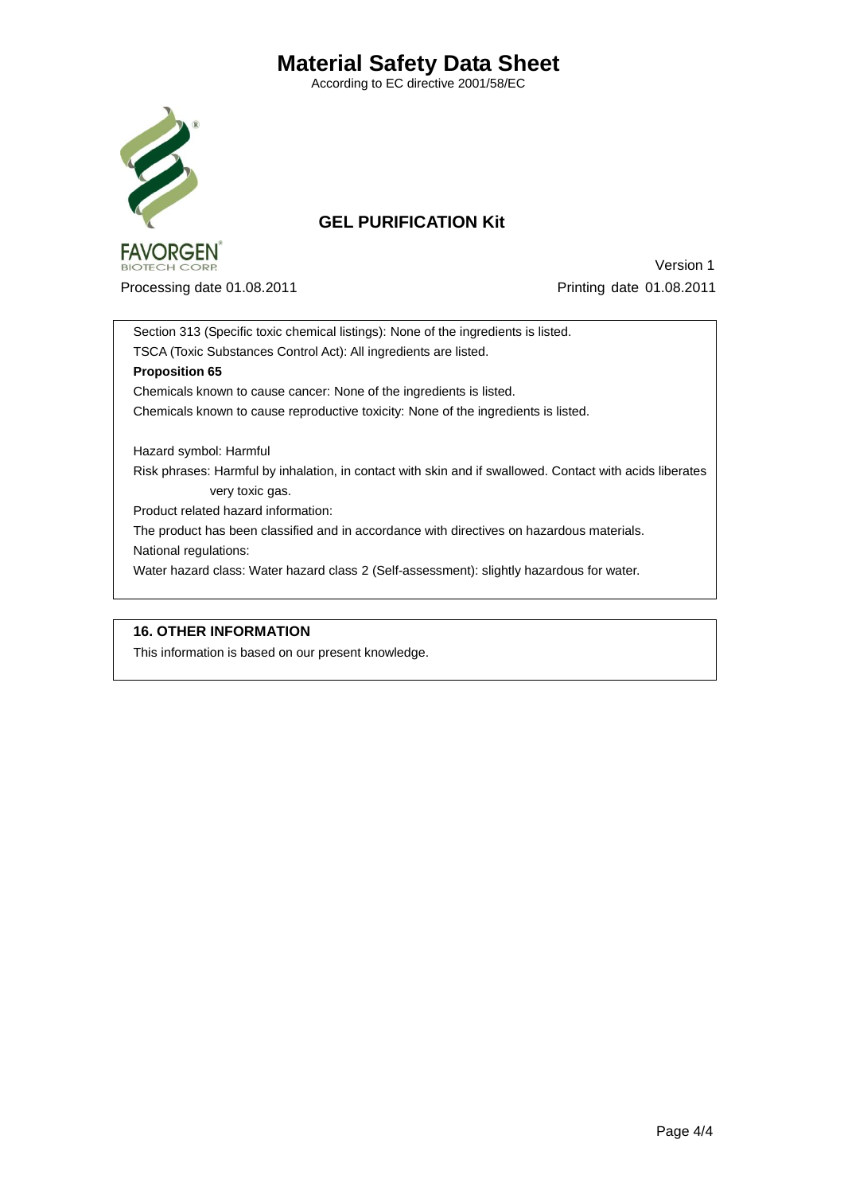Section 313 (Specific toxic chemical listings): None of the ingredients is listed.

TSCA (Toxic Substances Control Act): All ingredients are listed.

**Proposition 65**

Chemicals known to cause cancer: None of the ingredients is listed.

Chemicals known to cause reproductive toxicity: None of the ingredients is listed.

Hazard symbol: Harmful

Risk phrases: Harmful by inhalation, in contact with skin and if swallowed. Contact with acids liberates very toxic gas.

Product related hazard information:

The product has been classified and in accordance with directives on hazardous materials.

National regulations:

Water hazard class: Water hazard class 2 (Self-assessment): slightly hazardous for water.

## 16. OTHER INFORMATION

This information is based on our present knowledge.